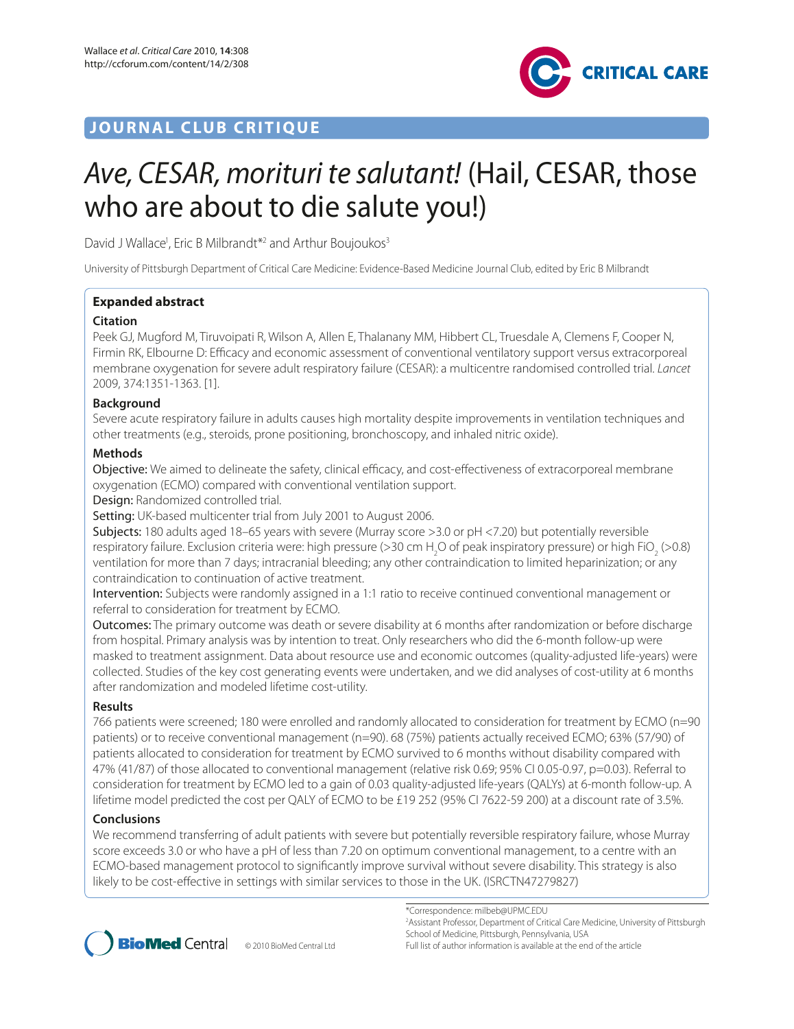# JOURNAL CLUB CRITIQUE

# *Ave, CESAR, morituri te salutant!* (Hail, CESAR, those who are about to die salute you!)

David J Wallace[1], Eric B Milbrandt*[2] and Arthur Boujoukos[3]

University of Pittsburgh Department of Critical Care Medicine: Evidence-Based Medicine Journal Club, edited by Eric B Milbrandt

## Expanded abstract

### Citation

Peek GJ, Mugford M, Tiruvoipati R, Wilson A, Allen E, Thalanany MM, Hibbert CL, Truesdale A, Clemens F, Cooper N, Firmin RK, Elbourne D: Efficacy and economic assessment of conventional ventilatory support versus extracorporeal membrane oxygenation for severe adult respiratory failure (CESAR): a multicentre randomised controlled trial. *Lancet* 2009, 374:1351-1363. [1].

### Background

Severe acute respiratory failure in adults causes high mortality despite improvements in ventilation techniques and other treatments (e.g., steroids, prone positioning, bronchoscopy, and inhaled nitric oxide).

### Methods

**Objective:** We aimed to delineate the safety, clinical efficacy, and cost-effectiveness of extracorporeal membrane oxygenation (ECMO) compared with conventional ventilation support.

**Design:** Randomized controlled trial.

**Setting:** UK-based multicenter trial from July 2001 to August 2006.

**Subjects:** 180 adults aged 18–65 years with severe (Murray score >3.0 or pH <7.20) but potentially reversible respiratory failure. Exclusion criteria were: high pressure (>30 cm $H_2O$ of peak inspiratory pressure) or high $FiO_2$ (>0.8) ventilation for more than 7 days; intracranial bleeding; any other contraindication to limited heparinization; or any contraindication to continuation of active treatment.

**Intervention:** Subjects were randomly assigned in a 1:1 ratio to receive continued conventional management or referral to consideration for treatment by ECMO.

**Outcomes:** The primary outcome was death or severe disability at 6 months after randomization or before discharge from hospital. Primary analysis was by intention to treat. Only researchers who did the 6-month follow-up were masked to treatment assignment. Data about resource use and economic outcomes (quality-adjusted life-years) were collected. Studies of the key cost generating events were undertaken, and we did analyses of cost-utility at 6 months after randomization and modeled lifetime cost-utility.

### Results

766 patients were screened; 180 were enrolled and randomly allocated to consideration for treatment by ECMO (n=90 patients) or to receive conventional management (n=90). 68 (75%) patients actually received ECMO; 63% (57/90) of patients allocated to consideration for treatment by ECMO survived to 6 months without disability compared with 47% (41/87) of those allocated to conventional management (relative risk 0.69; 95% CI 0.05-0.97, p=0.03). Referral to consideration for treatment by ECMO led to a gain of 0.03 quality-adjusted life-years (QALYs) at 6-month follow-up. A lifetime model predicted the cost per QALY of ECMO to be £19 252 (95% CI 7622-59 200) at a discount rate of 3.5%.

### Conclusions

We recommend transferring of adult patients with severe but potentially reversible respiratory failure, whose Murray score exceeds 3.0 or who have a pH of less than 7.20 on optimum conventional management, to a centre with an ECMO-based management protocol to significantly improve survival without severe disability. This strategy is also likely to be cost-effective in settings with similar services to those in the UK. (ISRCTN47279827)

*Correspondence: milbeb@UPMC.EDU
[2]Assistant Professor, Department of Critical Care Medicine, University of Pittsburgh School of Medicine, Pittsburgh, Pennsylvania, USA
Full list of author information is available at the end of the article

© 2010 BioMed Central Ltd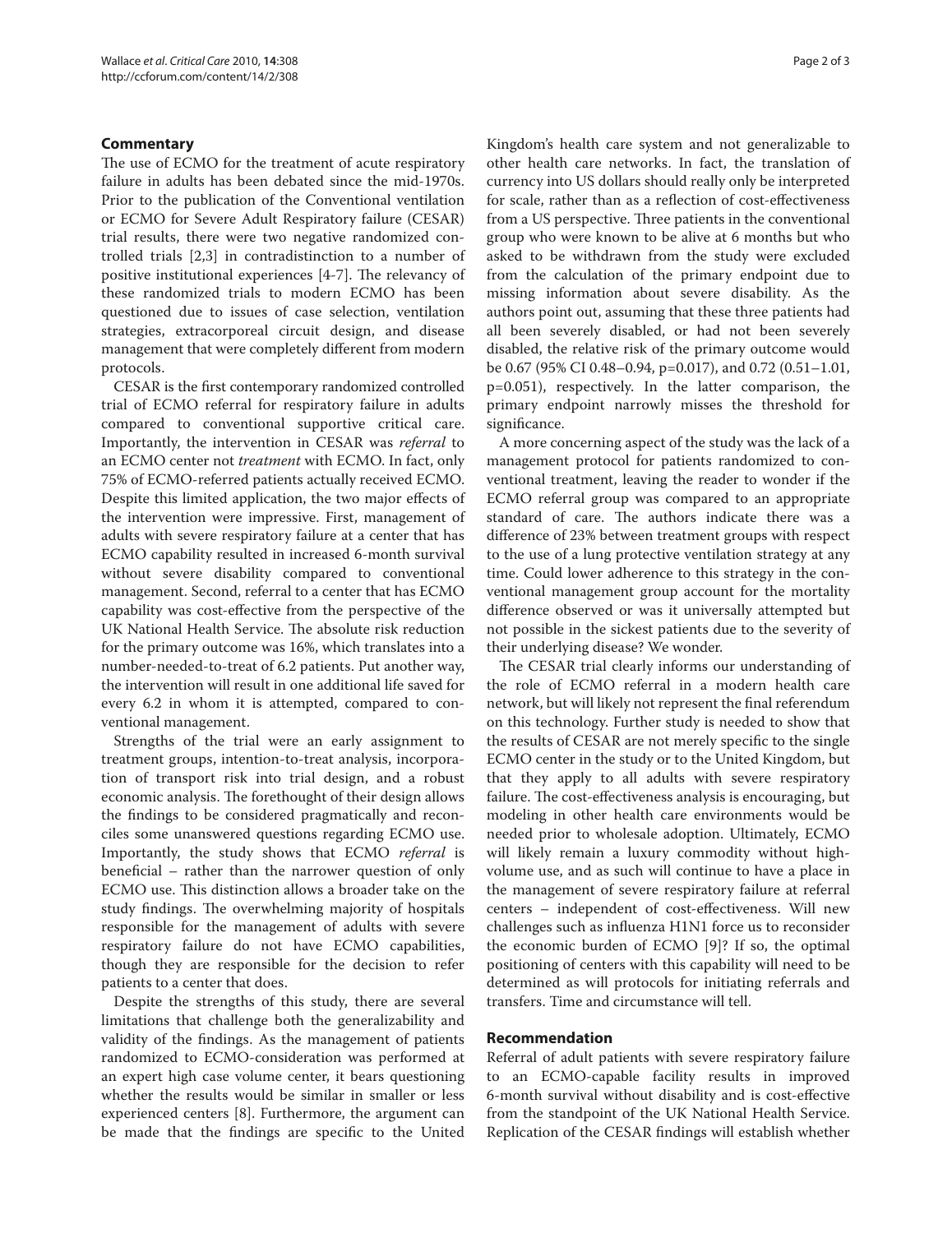## Commentary

The use of ECMO for the treatment of acute respiratory failure in adults has been debated since the mid-1970s. Prior to the publication of the Conventional ventilation or ECMO for Severe Adult Respiratory failure (CESAR) trial results, there were two negative randomized controlled trials [2,3] in contradistinction to a number of positive institutional experiences [4-7]. The relevancy of these randomized trials to modern ECMO has been questioned due to issues of case selection, ventilation strategies, extracorporeal circuit design, and disease management that were completely different from modern protocols.

CESAR is the first contemporary randomized controlled trial of ECMO referral for respiratory failure in adults compared to conventional supportive critical care. Importantly, the intervention in CESAR was *referral* to an ECMO center not *treatment* with ECMO. In fact, only 75% of ECMO-referred patients actually received ECMO. Despite this limited application, the two major effects of the intervention were impressive. First, management of adults with severe respiratory failure at a center that has ECMO capability resulted in increased 6-month survival without severe disability compared to conventional management. Second, referral to a center that has ECMO capability was cost-effective from the perspective of the UK National Health Service. The absolute risk reduction for the primary outcome was 16%, which translates into a number-needed-to-treat of 6.2 patients. Put another way, the intervention will result in one additional life saved for every 6.2 in whom it is attempted, compared to conventional management.

Strengths of the trial were an early assignment to treatment groups, intention-to-treat analysis, incorporation of transport risk into trial design, and a robust economic analysis. The forethought of their design allows the findings to be considered pragmatically and reconciles some unanswered questions regarding ECMO use. Importantly, the study shows that ECMO *referral* is beneficial – rather than the narrower question of only ECMO use. This distinction allows a broader take on the study findings. The overwhelming majority of hospitals responsible for the management of adults with severe respiratory failure do not have ECMO capabilities, though they are responsible for the decision to refer patients to a center that does.

Despite the strengths of this study, there are several limitations that challenge both the generalizability and validity of the findings. As the management of patients randomized to ECMO-consideration was performed at an expert high case volume center, it bears questioning whether the results would be similar in smaller or less experienced centers [8]. Furthermore, the argument can be made that the findings are specific to the United Kingdom's health care system and not generalizable to other health care networks. In fact, the translation of currency into US dollars should really only be interpreted for scale, rather than as a reflection of cost-effectiveness from a US perspective. Three patients in the conventional group who were known to be alive at 6 months but who asked to be withdrawn from the study were excluded from the calculation of the primary endpoint due to missing information about severe disability. As the authors point out, assuming that these three patients had all been severely disabled, or had not been severely disabled, the relative risk of the primary outcome would be 0.67 (95% CI 0.48–0.94, $p=0.017$), and 0.72 (0.51–1.01, $p=0.051$), respectively. In the latter comparison, the primary endpoint narrowly misses the threshold for significance.

A more concerning aspect of the study was the lack of a management protocol for patients randomized to conventional treatment, leaving the reader to wonder if the ECMO referral group was compared to an appropriate standard of care. The authors indicate there was a difference of 23% between treatment groups with respect to the use of a lung protective ventilation strategy at any time. Could lower adherence to this strategy in the conventional management group account for the mortality difference observed or was it universally attempted but not possible in the sickest patients due to the severity of their underlying disease? We wonder.

The CESAR trial clearly informs our understanding of the role of ECMO referral in a modern health care network, but will likely not represent the final referendum on this technology. Further study is needed to show that the results of CESAR are not merely specific to the single ECMO center in the study or to the United Kingdom, but that they apply to all adults with severe respiratory failure. The cost-effectiveness analysis is encouraging, but modeling in other health care environments would be needed prior to wholesale adoption. Ultimately, ECMO will likely remain a luxury commodity without high-volume use, and as such will continue to have a place in the management of severe respiratory failure at referral centers – independent of cost-effectiveness. Will new challenges such as influenza H1N1 force us to reconsider the economic burden of ECMO [9]? If so, the optimal positioning of centers with this capability will need to be determined as will protocols for initiating referrals and transfers. Time and circumstance will tell.

## Recommendation

Referral of adult patients with severe respiratory failure to an ECMO-capable facility results in improved 6-month survival without disability and is cost-effective from the standpoint of the UK National Health Service. Replication of the CESAR findings will establish whether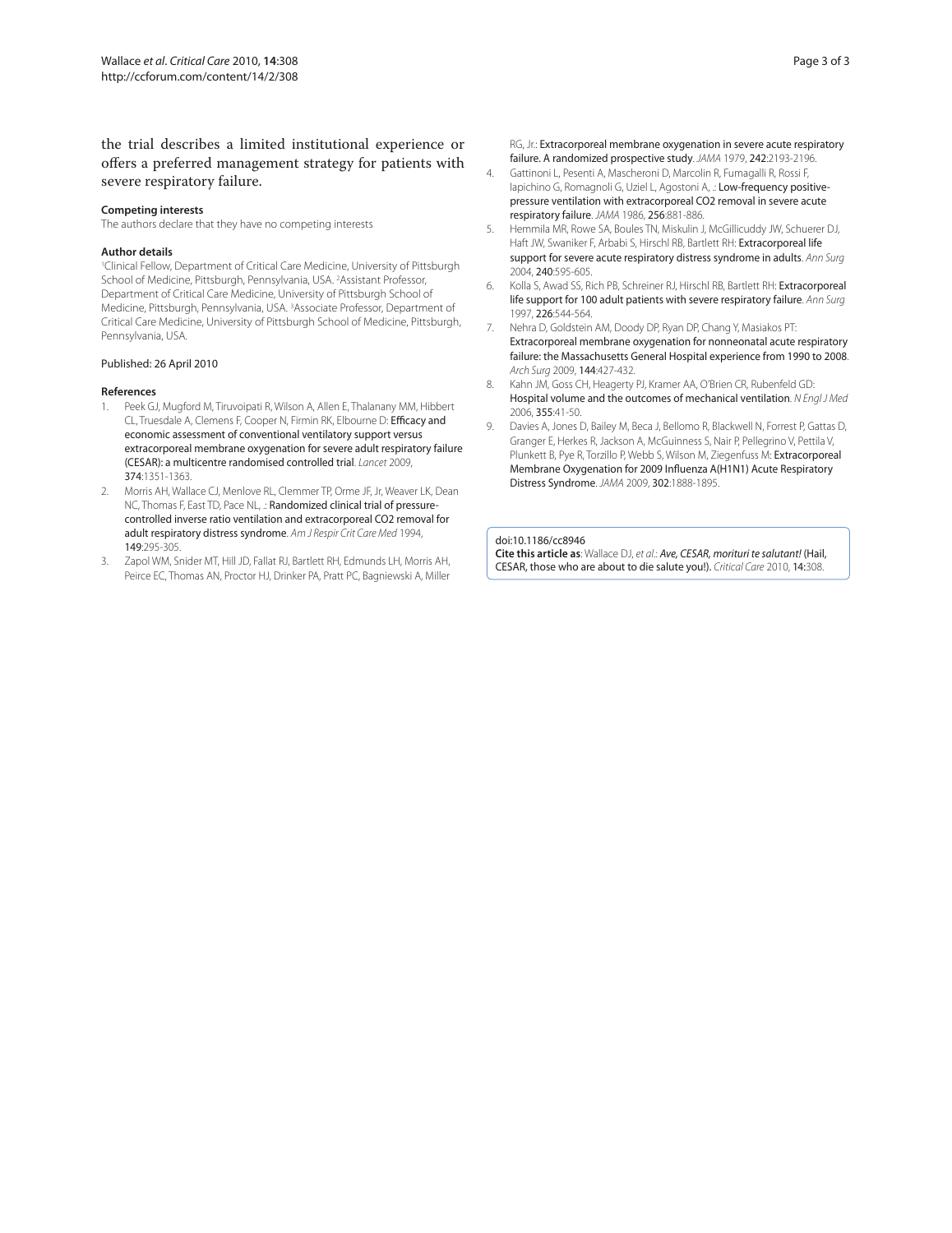the trial describes a limited institutional experience or offers a preferred management strategy for patients with severe respiratory failure.

#### Competing interests

The authors declare that they have no competing interests

#### Author details

[1]Clinical Fellow, Department of Critical Care Medicine, University of Pittsburgh School of Medicine, Pittsburgh, Pennsylvania, USA. [2]Assistant Professor, Department of Critical Care Medicine, University of Pittsburgh School of Medicine, Pittsburgh, Pennsylvania, USA. [3]Associate Professor, Department of Critical Care Medicine, University of Pittsburgh School of Medicine, Pittsburgh, Pennsylvania, USA.

Published: 26 April 2010

#### References

1. Peek GJ, Mugford M, Tiruvoipati R, Wilson A, Allen E, Thalanany MM, Hibbert CL, Truesdale A, Clemens F, Cooper N, Firmin RK, Elbourne D: **Efficacy and economic assessment of conventional ventilatory support versus extracorporeal membrane oxygenation for severe adult respiratory failure (CESAR): a multicentre randomised controlled trial**. *Lancet* 2009, **374**:1351-1363.
2. Morris AH, Wallace CJ, Menlove RL, Clemmer TP, Orme JF, Jr, Weaver LK, Dean NC, Thomas F, East TD, Pace NL, .: **Randomized clinical trial of pressure-controlled inverse ratio ventilation and extracorporeal CO2 removal for adult respiratory distress syndrome**. *Am J Respir Crit Care Med* 1994, **149**:295-305.
3. Zapol WM, Snider MT, Hill JD, Fallat RJ, Bartlett RH, Edmunds LH, Morris AH, Peirce EC, Thomas AN, Proctor HJ, Drinker PA, Pratt PC, Bagniewski A, Miller RG, Jr.: **Extracorporeal membrane oxygenation in severe acute respiratory failure. A randomized prospective study**. *JAMA* 1979, **242**:2193-2196.
4. Gattinoni L, Pesenti A, Mascheroni D, Marcolin R, Fumagalli R, Rossi F, Iapichino G, Romagnoli G, Uziel L, Agostoni A, .: **Low-frequency positive-pressure ventilation with extracorporeal CO2 removal in severe acute respiratory failure**. *JAMA* 1986, **256**:881-886.
5. Hemmila MR, Rowe SA, Boules TN, Miskulin J, McGillicuddy JW, Schuerer DJ, Haft JW, Swaniker F, Arbabi S, Hirschl RB, Bartlett RH: **Extracorporeal life support for severe acute respiratory distress syndrome in adults**. *Ann Surg* 2004, **240**:595-605.
6. Kolla S, Awad SS, Rich PB, Schreiner RJ, Hirschl RB, Bartlett RH: **Extracorporeal life support for 100 adult patients with severe respiratory failure**. *Ann Surg* 1997, **226**:544-564.
7. Nehra D, Goldstein AM, Doody DP, Ryan DP, Chang Y, Masiakos PT: **Extracorporeal membrane oxygenation for nonneonatal acute respiratory failure: the Massachusetts General Hospital experience from 1990 to 2008**. *Arch Surg* 2009, **144**:427-432.
8. Kahn JM, Goss CH, Heagerty PJ, Kramer AA, O'Brien CR, Rubenfeld GD: **Hospital volume and the outcomes of mechanical ventilation**. *N Engl J Med* 2006, **355**:41-50.
9. Davies A, Jones D, Bailey M, Beca J, Bellomo R, Blackwell N, Forrest P, Gattas D, Granger E, Herkes R, Jackson A, McGuinness S, Nair P, Pellegrino V, Pettila V, Plunkett B, Pye R, Torzillo P, Webb S, Wilson M, Ziegenfuss M: **Extracorporeal Membrane Oxygenation for 2009 Influenza A(H1N1) Acute Respiratory Distress Syndrome**. *JAMA* 2009, **302**:1888-1895.

doi:10.1186/cc8946

**Cite this article as**: Wallace DJ, *et al.*: ***Ave, CESAR, morituri te salutant!*** **(Hail, CESAR, those who are about to die salute you!).** *Critical Care* 2010, **14**:308.